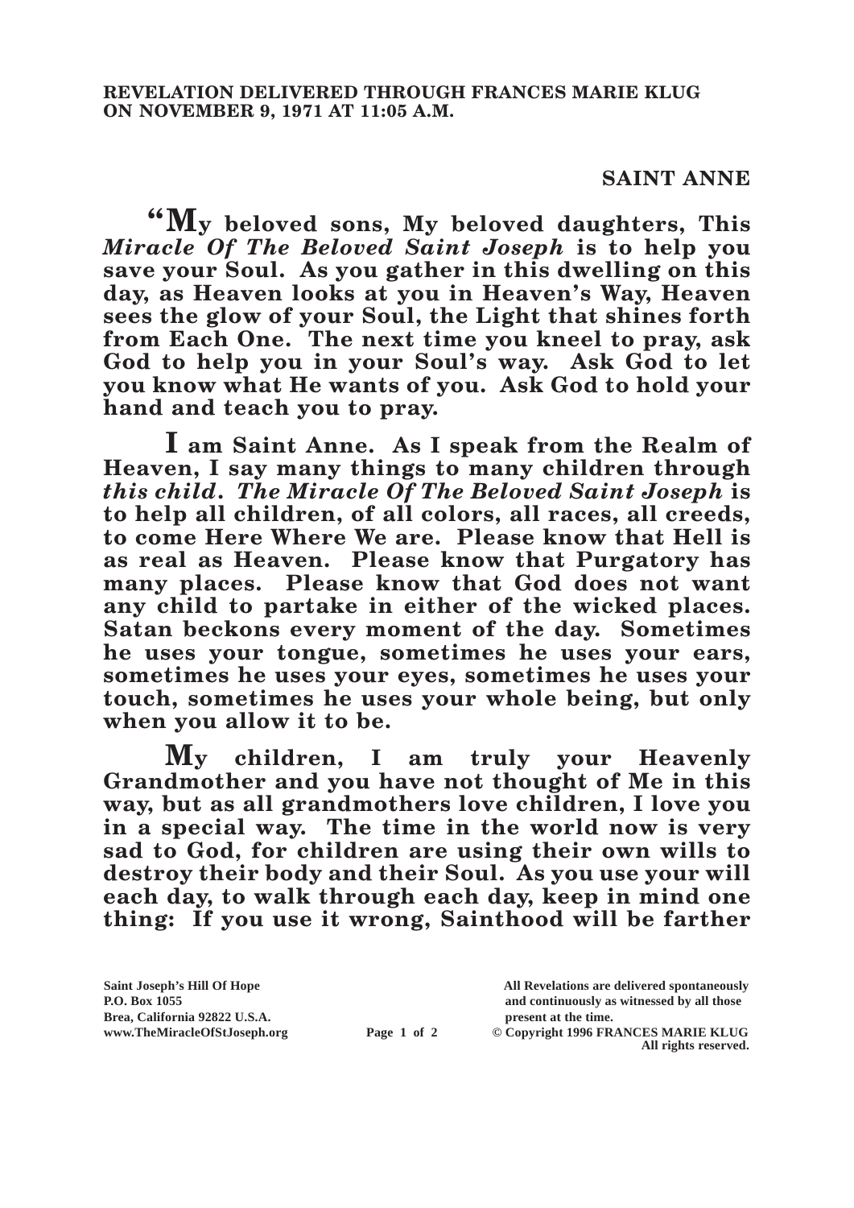**REVELATION DELIVERED THROUGH FRANCES MARIE KLUG ON NOVEMBER 9, 1971 AT 11:05 A.M.**

## SAINT ANNE

**"My beloved sons, My beloved daughters, This *Miracle Of The Beloved Saint Joseph* is to help you save your Soul. As you gather in this dwelling on this day, as Heaven looks at you in Heaven's Way, Heaven sees the glow of your Soul, the Light that shines forth from Each One. The next time you kneel to pray, ask God to help you in your Soul's way. Ask God to let you know what He wants of you. Ask God to hold your hand and teach you to pray.**

**I am Saint Anne. As I speak from the Realm of Heaven, I say many things to many children through *this child*. *The Miracle Of The Beloved Saint Joseph* is to help all children, of all colors, all races, all creeds, to come Here Where We are. Please know that Hell is as real as Heaven. Please know that Purgatory has many places. Please know that God does not want any child to partake in either of the wicked places. Satan beckons every moment of the day. Sometimes he uses your tongue, sometimes he uses your ears, sometimes he uses your eyes, sometimes he uses your touch, sometimes he uses your whole being, but only when you allow it to be.**

**My children, I am truly your Heavenly Grandmother and you have not thought of Me in this way, but as all grandmothers love children, I love you in a special way. The time in the world now is very sad to God, for children are using their own wills to destroy their body and their Soul. As you use your will each day, to walk through each day, keep in mind one thing: If you use it wrong, Sainthood will be farther**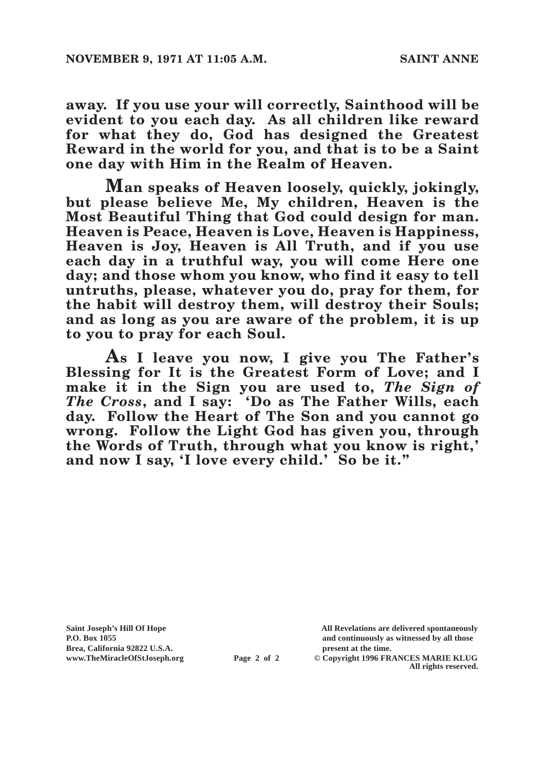**away. If you use your will correctly, Sainthood will be evident to you each day. As all children like reward for what they do, God has designed the Greatest Reward in the world for you, and that is to be a Saint one day with Him in the Realm of Heaven.**

**Man speaks of Heaven loosely, quickly, jokingly, but please believe Me, My children, Heaven is the Most Beautiful Thing that God could design for man. Heaven is Peace, Heaven is Love, Heaven is Happiness, Heaven is Joy, Heaven is All Truth, and if you use each day in a truthful way, you will come Here one day; and those whom you know, who find it easy to tell untruths, please, whatever you do, pray for them, for the habit will destroy them, will destroy their Souls; and as long as you are aware of the problem, it is up to you to pray for each Soul.**

**As I leave you now, I give you The Father's Blessing for It is the Greatest Form of Love; and I make it in the Sign you are used to, *The Sign of The Cross*, and I say: 'Do as The Father Wills, each day. Follow the Heart of The Son and you cannot go wrong. Follow the Light God has given you, through the Words of Truth, through what you know is right,' and now I say, 'I love every child.' So be it."**

**Saint Joseph's Hill Of Hope**
**P.O. Box 1055**
**Brea, California 92822 U.S.A.**
**www.TheMiracleOfStJoseph.org**

**All Revelations are delivered spontaneously and continuously as witnessed by all those present at the time.**
**© Copyright 1996 FRANCES MARIE KLUG**
**All rights reserved.**